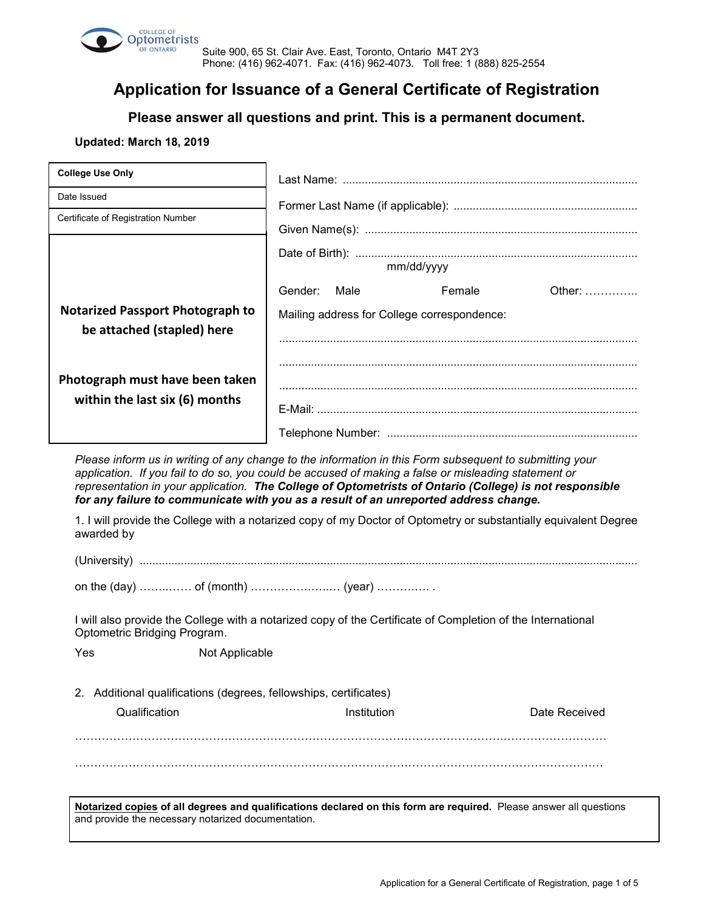College of Optometrists of Ontario

Suite 900, 65 St. Clair Ave. East, Toronto, Ontario M4T 2Y3
Phone: (416) 962-4071. Fax: (416) 962-4073. Toll free: 1 (888) 825-2554

# Application for Issuance of a General Certificate of Registration

## Please answer all questions and print. This is a permanent document.

**Updated: March 18, 2019**

| **College Use Only** |
|---|
| Date Issued |
| Certificate of Registration Number |

**Notarized Passport Photograph to be attached (stapled) here**

**Photograph must have been taken within the last six (6) months**

Last Name: ..........................................................................................

Former Last Name (if applicable): ........................................................

Given Name(s): ....................................................................................

Date of Birth): ....................................................................................
mm/dd/yyyy

Gender: Male Female Other: …………..

Mailing address for College correspondence:

...............................................................................................................

...............................................................................................................

...............................................................................................................

E-Mail: ..................................................................................................

Telephone Number: .............................................................................

*Please inform us in writing of any change to the information in this Form subsequent to submitting your application. If you fail to do so, you could be accused of making a false or misleading statement or representation in your application.* ***The College of Optometrists of Ontario (College) is not responsible for any failure to communicate with you as a result of an unreported address change.***

1. I will provide the College with a notarized copy of my Doctor of Optometry or substantially equivalent Degree awarded by

(University) ..........................................................................................................................................

on the (day) ……..…… of (month) ……………….….. (year) ………….. .

I will also provide the College with a notarized copy of the Certificate of Completion of the International Optometric Bridging Program.

Yes Not Applicable

2. Additional qualifications (degrees, fellowships, certificates)

| Qualification | Institution | Date Received |
|---|---|---|
| | | |
| | | |

**Notarized copies of all degrees and qualifications declared on this form are required.** Please answer all questions and provide the necessary notarized documentation.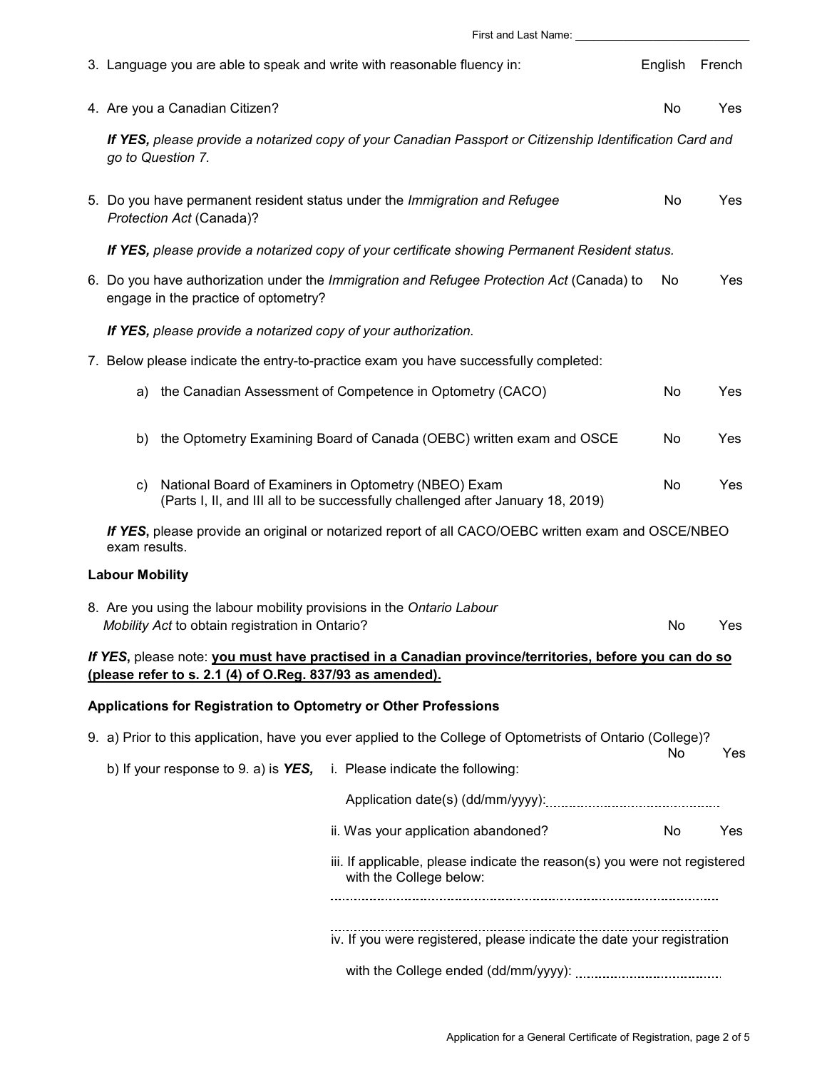First and Last Name: ____________________________

3. Language you are able to speak and write with reasonable fluency in: English French

4. Are you a Canadian Citizen? No Yes

   ***If YES,*** *please provide a notarized copy of your Canadian Passport or Citizenship Identification Card and go to Question 7.*

5. Do you have permanent resident status under the *Immigration and Refugee Protection Act* (Canada)? No Yes

   ***If YES,*** *please provide a notarized copy of your certificate showing Permanent Resident status.*

6. Do you have authorization under the *Immigration and Refugee Protection Act* (Canada) to engage in the practice of optometry? No Yes

   ***If YES,*** *please provide a notarized copy of your authorization.*

7. Below please indicate the entry-to-practice exam you have successfully completed:

   a) the Canadian Assessment of Competence in Optometry (CACO) No Yes

   b) the Optometry Examining Board of Canada (OEBC) written exam and OSCE No Yes

   c) National Board of Examiners in Optometry (NBEO) Exam (Parts I, II, and III all to be successfully challenged after January 18, 2019) No Yes

   ***If YES***, please provide an original or notarized report of all CACO/OEBC written exam and OSCE/NBEO exam results.

**Labour Mobility**

8. Are you using the labour mobility provisions in the *Ontario Labour Mobility Act* to obtain registration in Ontario? No Yes

***If YES***, please note: **<u>you must have practised in a Canadian province/territories, before you can do so (please refer to s. 2.1 (4) of O.Reg. 837/93 as amended).</u>**

**Applications for Registration to Optometry or Other Professions**

9. a) Prior to this application, have you ever applied to the College of Optometrists of Ontario (College)? No Yes

   b) If your response to 9. a) is ***YES,***

   i. Please indicate the following:

   Application date(s) (dd/mm/yyyy): ..........................................

   ii. Was your application abandoned? No Yes

   iii. If applicable, please indicate the reason(s) you were not registered with the College below:

   ..........................................................................................

   ..........................................................................................

   iv. If you were registered, please indicate the date your registration with the College ended (dd/mm/yyyy): ..................................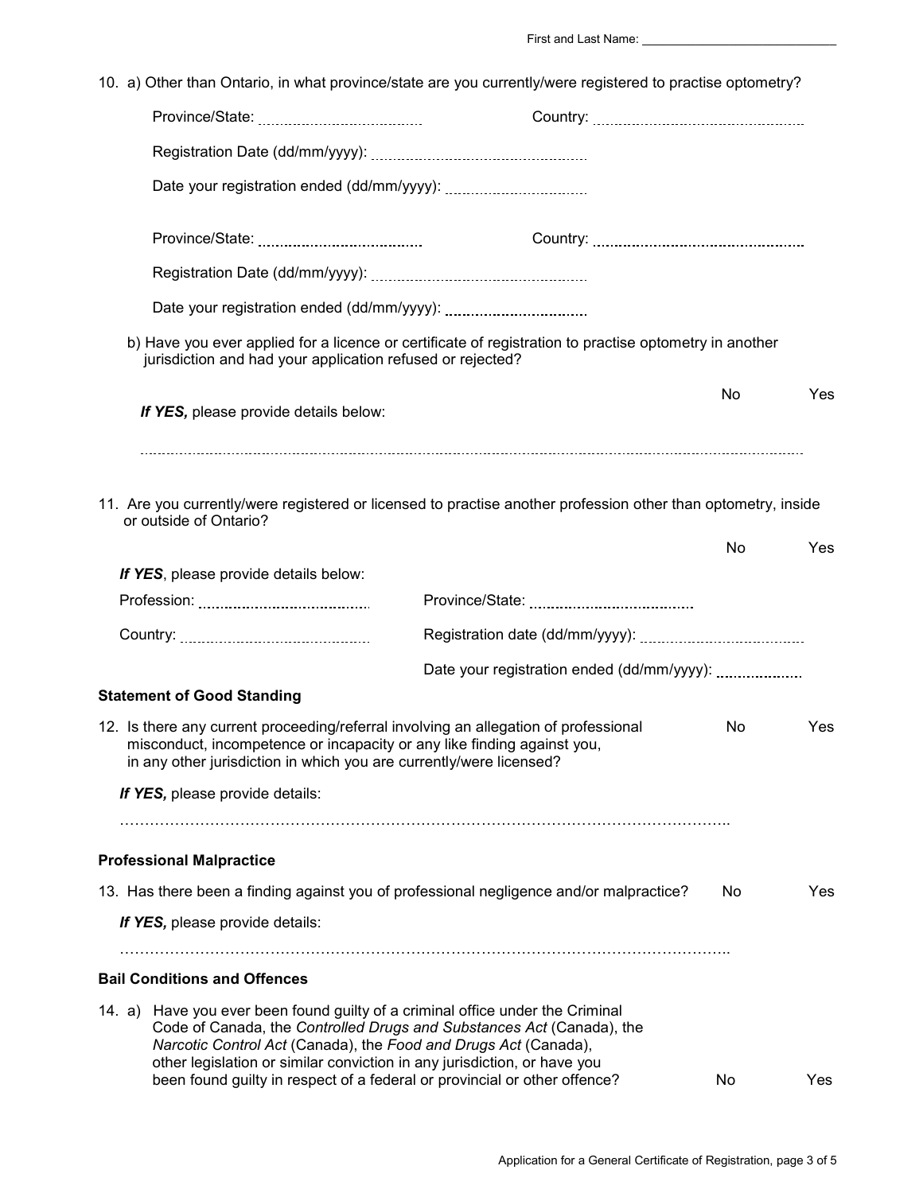First and Last Name: ____________________________

10. a) Other than Ontario, in what province/state are you currently/were registered to practise optometry?

    Province/State: ..................................... Country: .................................................

    Registration Date (dd/mm/yyyy): .................................................

    Date your registration ended (dd/mm/yyyy): ..................................

    Province/State: ..................................... Country: .................................................

    Registration Date (dd/mm/yyyy): .................................................

    Date your registration ended (dd/mm/yyyy): ..................................

    b) Have you ever applied for a licence or certificate of registration to practise optometry in another jurisdiction and had your application refused or rejected?

    No Yes

    ***If YES,*** please provide details below:

    ..........................................................................................................................................................

11. Are you currently/were registered or licensed to practise another profession other than optometry, inside or outside of Ontario?

    No Yes

    ***If YES***, please provide details below:

    Profession: ..................................... Province/State: .....................................

    Country: ..................................... Registration date (dd/mm/yyyy): .....................................

    Date your registration ended (dd/mm/yyyy): ...................

**Statement of Good Standing**

12. Is there any current proceeding/referral involving an allegation of professional misconduct, incompetence or incapacity or any like finding against you, in any other jurisdiction in which you are currently/were licensed? No Yes

    ***If YES,*** please provide details:

    ……………………………………………………………………………………………………………..

**Professional Malpractice**

13. Has there been a finding against you of professional negligence and/or malpractice? No Yes

    ***If YES,*** please provide details:

    ……………………………………………………………………………………………………………..

**Bail Conditions and Offences**

14. a) Have you ever been found guilty of a criminal office under the Criminal Code of Canada, the *Controlled Drugs and Substances Act* (Canada), the *Narcotic Control Act* (Canada), the *Food and Drugs Act* (Canada), other legislation or similar conviction in any jurisdiction, or have you been found guilty in respect of a federal or provincial or other offence? No Yes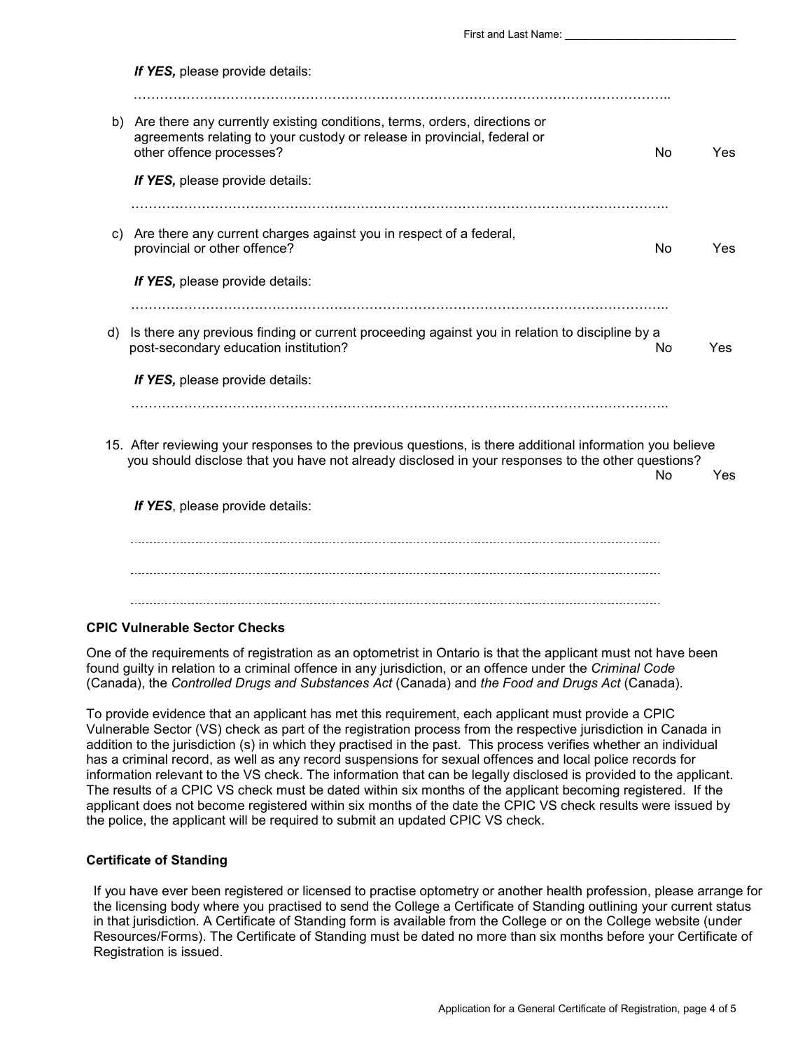First and Last Name: ___________________________

*If YES,* please provide details:

……………………………………………………………………………………………………………..

b) Are there any currently existing conditions, terms, orders, directions or agreements relating to your custody or release in provincial, federal or other offence processes? No Yes

*If YES,* please provide details:

……………………………………………………………………………………………………………..

c) Are there any current charges against you in respect of a federal, provincial or other offence? No Yes

*If YES,* please provide details:

……………………………………………………………………………………………………………..

d) Is there any previous finding or current proceeding against you in relation to discipline by a post-secondary education institution? No Yes

*If YES,* please provide details:

……………………………………………………………………………………………………………..

15. After reviewing your responses to the previous questions, is there additional information you believe you should disclose that you have not already disclosed in your responses to the other questions? No Yes

*If YES*, please provide details:

..............................................................................................................................................................

..............................................................................................................................................................

..............................................................................................................................................................

**CPIC Vulnerable Sector Checks**

One of the requirements of registration as an optometrist in Ontario is that the applicant must not have been found guilty in relation to a criminal offence in any jurisdiction, or an offence under the *Criminal Code* (Canada), the *Controlled Drugs and Substances Act* (Canada) and *the Food and Drugs Act* (Canada).

To provide evidence that an applicant has met this requirement, each applicant must provide a CPIC Vulnerable Sector (VS) check as part of the registration process from the respective jurisdiction in Canada in addition to the jurisdiction (s) in which they practised in the past. This process verifies whether an individual has a criminal record, as well as any record suspensions for sexual offences and local police records for information relevant to the VS check. The information that can be legally disclosed is provided to the applicant. The results of a CPIC VS check must be dated within six months of the applicant becoming registered. If the applicant does not become registered within six months of the date the CPIC VS check results were issued by the police, the applicant will be required to submit an updated CPIC VS check.

**Certificate of Standing**

If you have ever been registered or licensed to practise optometry or another health profession, please arrange for the licensing body where you practised to send the College a Certificate of Standing outlining your current status in that jurisdiction. A Certificate of Standing form is available from the College or on the College website (under Resources/Forms). The Certificate of Standing must be dated no more than six months before your Certificate of Registration is issued.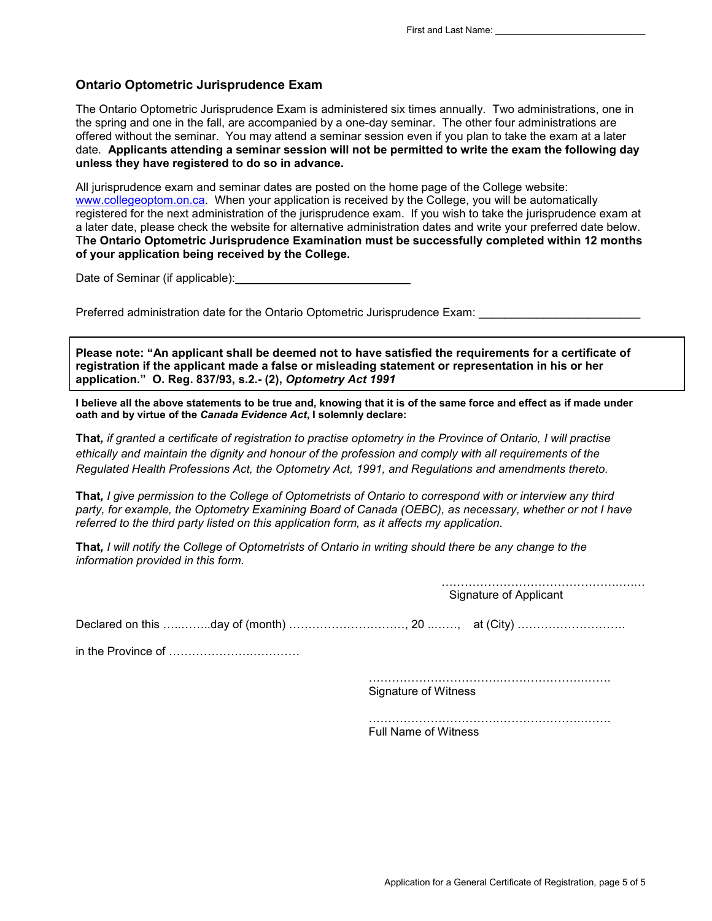First and Last Name: ____________________________

## Ontario Optometric Jurisprudence Exam

The Ontario Optometric Jurisprudence Exam is administered six times annually. Two administrations, one in the spring and one in the fall, are accompanied by a one-day seminar. The other four administrations are offered without the seminar. You may attend a seminar session even if you plan to take the exam at a later date. **Applicants attending a seminar session will not be permitted to write the exam the following day unless they have registered to do so in advance.**

All jurisprudence exam and seminar dates are posted on the home page of the College website: www.collegeoptom.on.ca. When your application is received by the College, you will be automatically registered for the next administration of the jurisprudence exam. If you wish to take the jurisprudence exam at a later date, please check the website for alternative administration dates and write your preferred date below. **The Ontario Optometric Jurisprudence Examination must be successfully completed within 12 months of your application being received by the College.**

Date of Seminar (if applicable): ____________________________

Preferred administration date for the Ontario Optometric Jurisprudence Exam: _________________________

**Please note: "An applicant shall be deemed not to have satisfied the requirements for a certificate of registration if the applicant made a false or misleading statement or representation in his or her application." O. Reg. 837/93, s.2.- (2), *Optometry Act 1991***

**I believe all the above statements to be true and, knowing that it is of the same force and effect as if made under oath and by virtue of the *Canada Evidence Act*, I solemnly declare:**

**That,** *if granted a certificate of registration to practise optometry in the Province of Ontario, I will practise ethically and maintain the dignity and honour of the profession and comply with all requirements of the Regulated Health Professions Act, the Optometry Act, 1991, and Regulations and amendments thereto.*

**That,** *I give permission to the College of Optometrists of Ontario to correspond with or interview any third party, for example, the Optometry Examining Board of Canada (OEBC), as necessary, whether or not I have referred to the third party listed on this application form, as it affects my application.*

**That,** *I will notify the College of Optometrists of Ontario in writing should there be any change to the information provided in this form.*

……………………………………………
Signature of Applicant

Declared on this ……….day of (month) …………………………, 20 ……., at (City) ……………………….

in the Province of ……………………………

……………………………………………………
Signature of Witness

……………………………………………………
Full Name of Witness